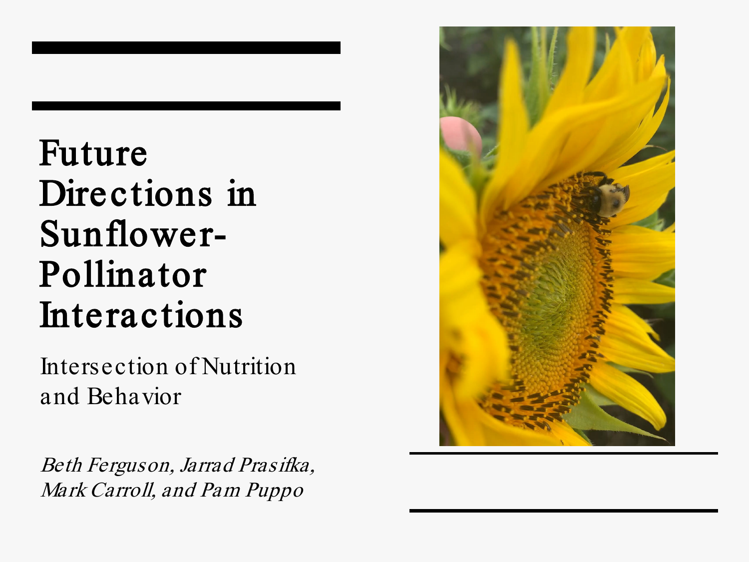# Future Directions in Sunflower-Pollinator Interactions

## Intersection of Nutrition and Behavior

*Beth Ferguson, Jarrad Prasifka, Mark Carroll, and Pam Puppo*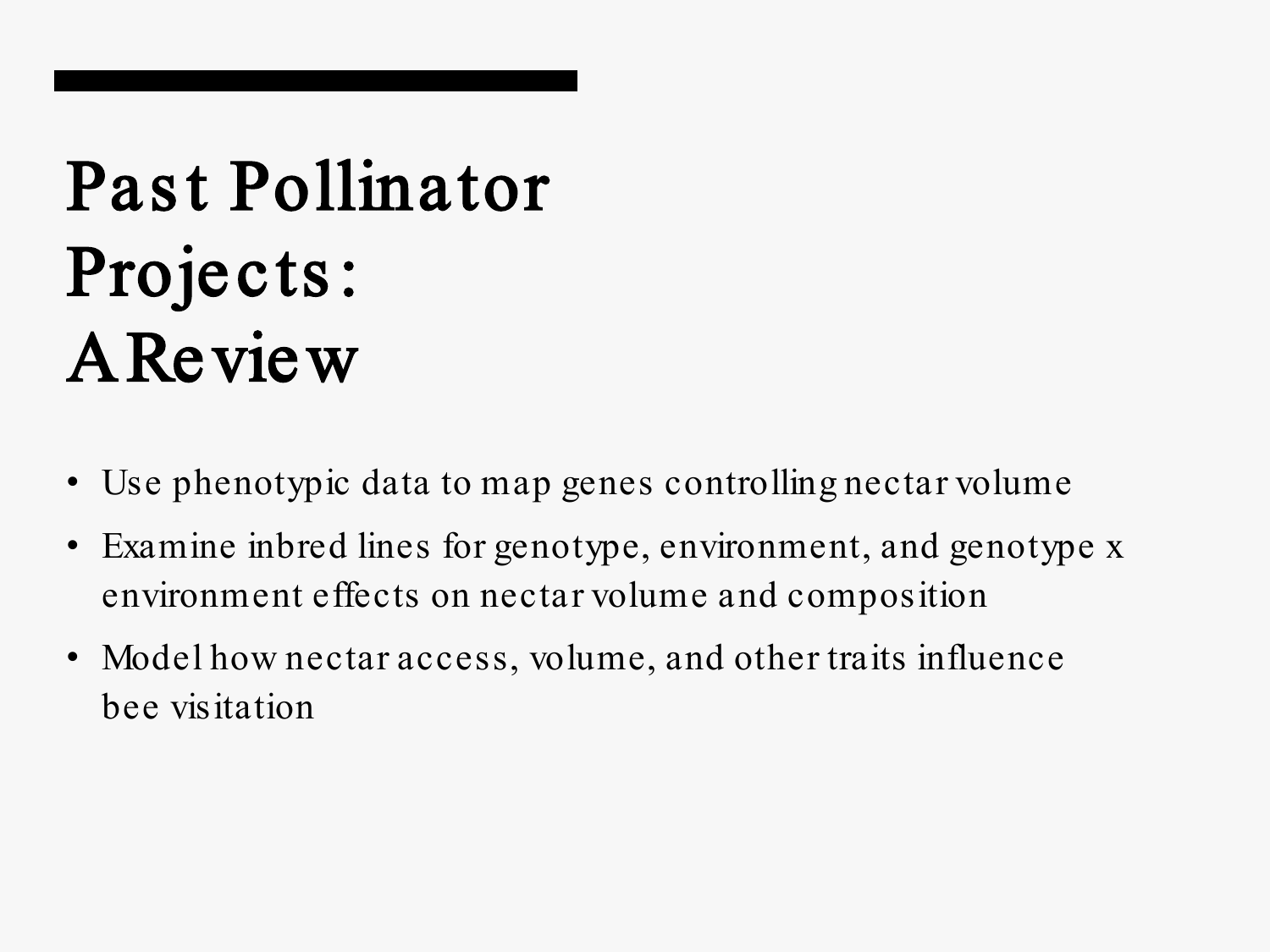# Past Pollinator Projects: A Review

- Use phenotypic data to map genes controlling nectar volume
- Examine inbred lines for genotype, environment, and genotype x environment effects on nectar volume and composition
- Model how nectar access, volume, and other traits influence bee visitation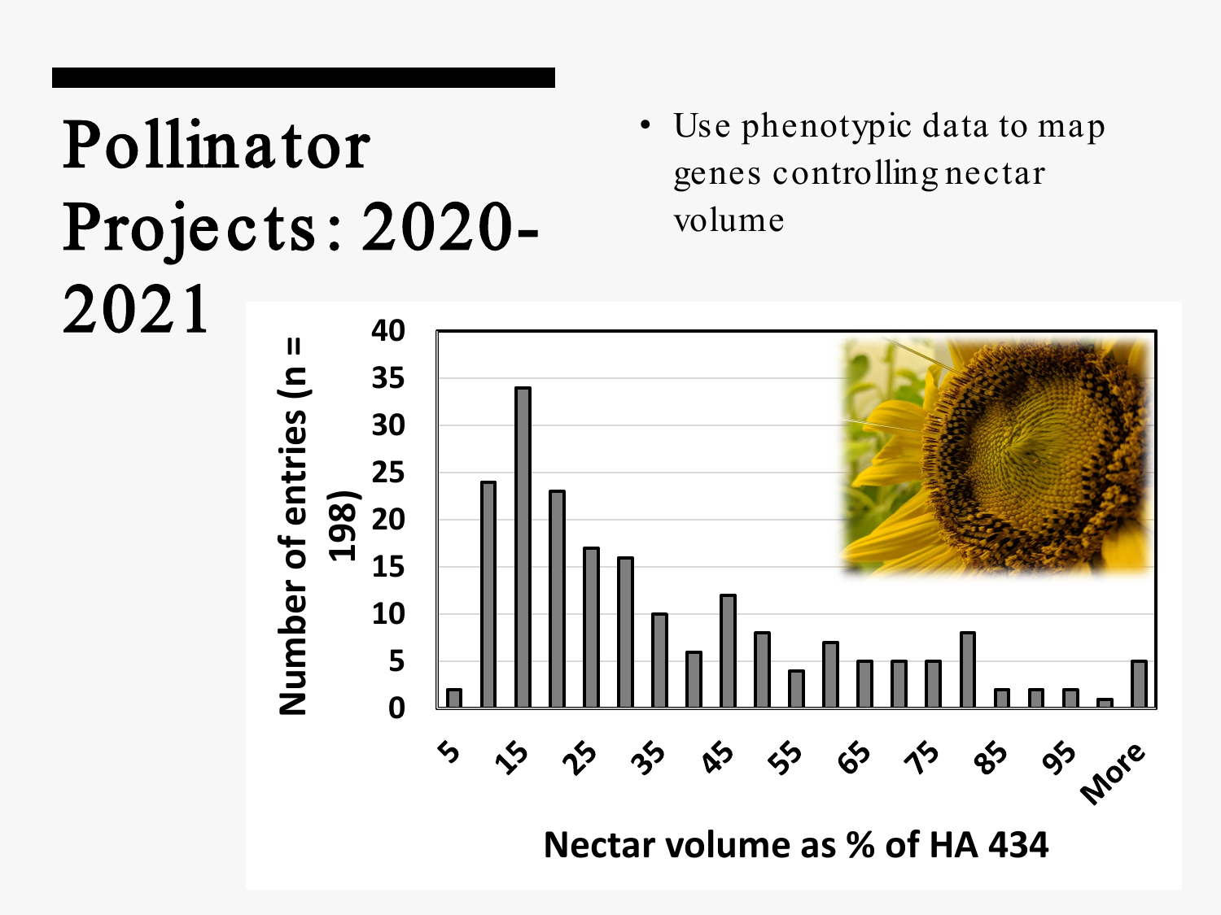# Pollinator Projects: 2020-2021

- Use phenotypic data to map genes controlling nectar volume

| Nectar volume as % of HA 434 | Number of entries (n = 198) |
|---|---|
| 5 | 2 |
| 10 | 24 |
| 15 | 34 |
| 20 | 23 |
| 25 | 17 |
| 30 | 16 |
| 35 | 10 |
| 40 | 6 |
| 45 | 12 |
| 50 | 8 |
| 55 | 4 |
| 60 | 7 |
| 65 | 5 |
| 70 | 5 |
| 75 | 5 |
| 80 | 8 |
| 85 | 2 |
| 90 | 2 |
| 95 | 2 |
| 100 | 1 |
| More | 5 |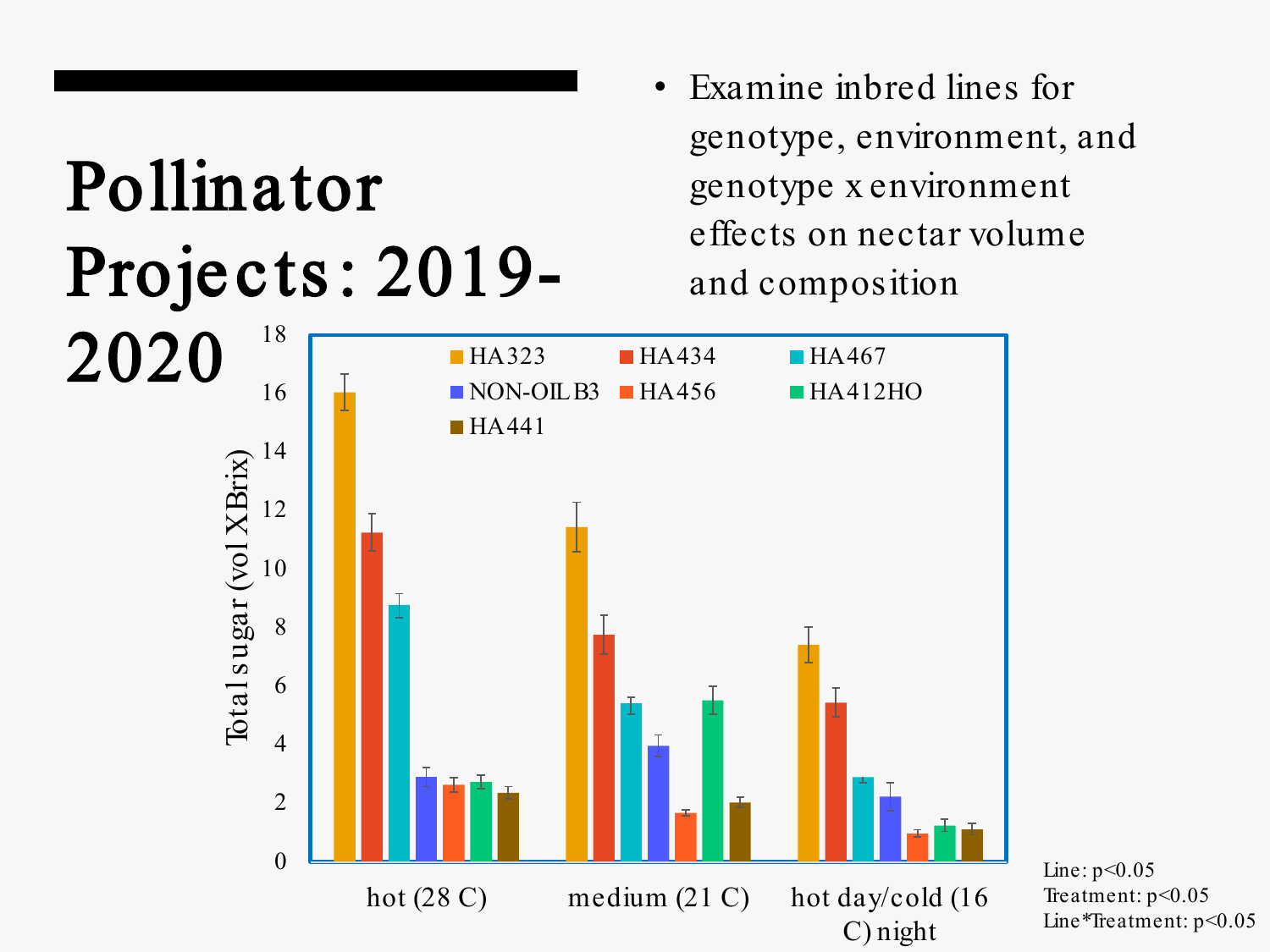# Pollinator Projects: 2019-2020

- Examine inbred lines for genotype, environment, and genotype x environment effects on nectar volume and composition

Total sugar (vol X Brix)

Legend: HA323, HA434, HA467, NON-OIL B3, HA456, HA412HO, HA441

Treatments: hot (28 C), medium (21 C), hot day/cold (16 C) night

Line: $p<0.05$
Treatment: $p<0.05$
Line*Treatment: $p<0.05$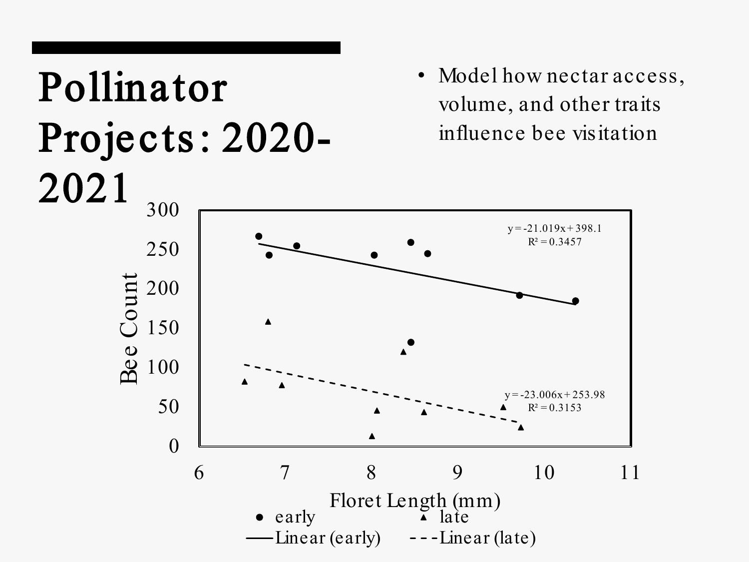# Pollinator Projects: 2020-2021

- Model how nectar access, volume, and other traits influence bee visitation

$y = -21.019x + 398.1$
$R^2 = 0.3457$

$y = -23.006x + 253.98$
$R^2 = 0.3153$

Bee Count

Floret Length (mm)

● early ▲ late
—— Linear (early) - - - Linear (late)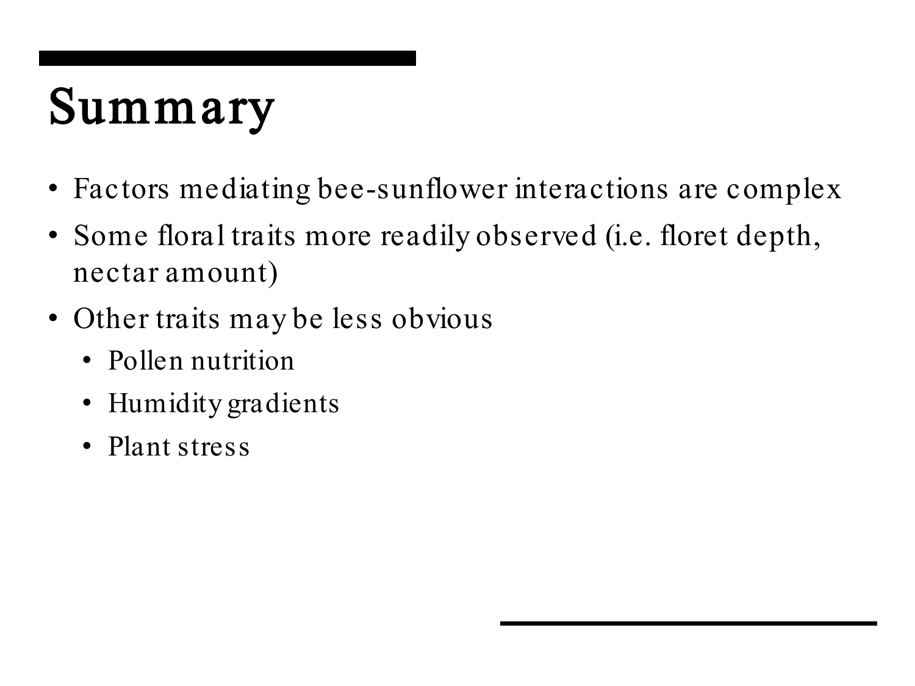# Summary

- Factors mediating bee-sunflower interactions are complex
- Some floral traits more readily observed (i.e. floret depth, nectar amount)
- Other traits may be less obvious
  - Pollen nutrition
  - Humidity gradients
  - Plant stress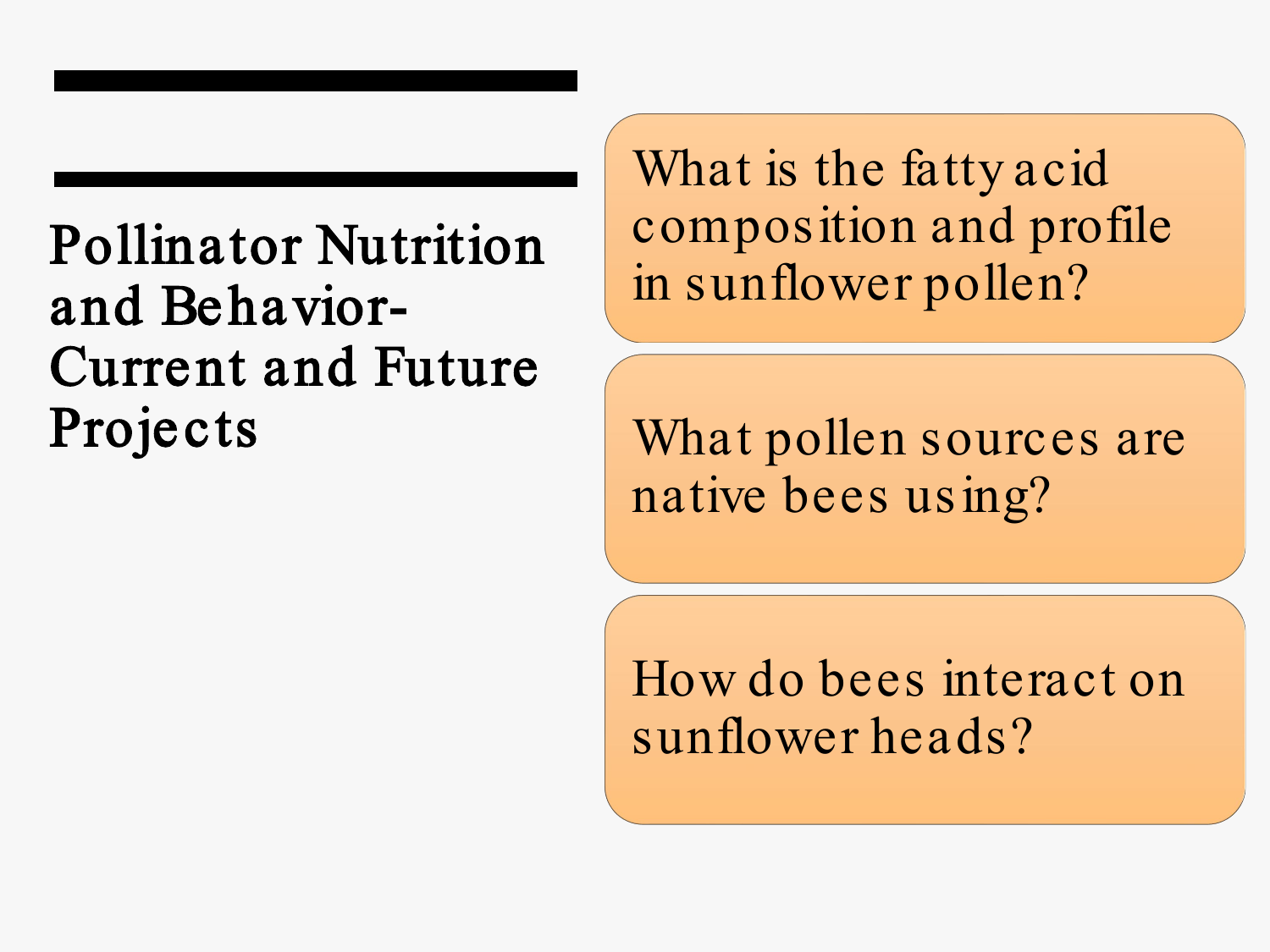# Pollinator Nutrition and Behavior- Current and Future Projects

- What is the fatty acid composition and profile in sunflower pollen?
- What pollen sources are native bees using?
- How do bees interact on sunflower heads?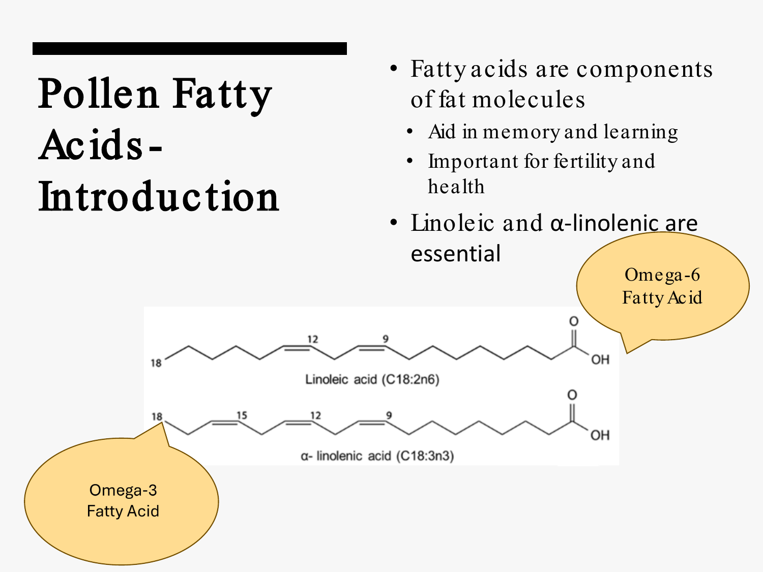# Pollen Fatty Acids - Introduction

- Fatty acids are components of fat molecules
  - Aid in memory and learning
  - Important for fertility and health
- Linoleic and α-linolenic are essential

Omega-6 Fatty Acid

Linoleic acid (C18:2n6)

α- linolenic acid (C18:3n3)

Omega-3 Fatty Acid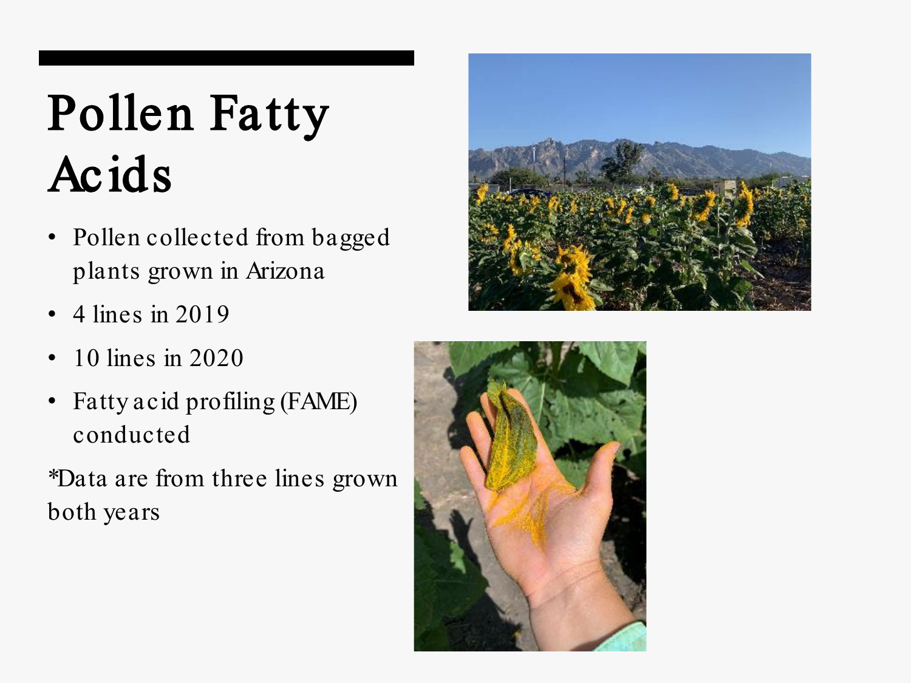# Pollen Fatty Acids

- Pollen collected from bagged plants grown in Arizona
- 4 lines in 2019
- 10 lines in 2020
- Fatty acid profiling (FAME) conducted

*Data are from three lines grown both years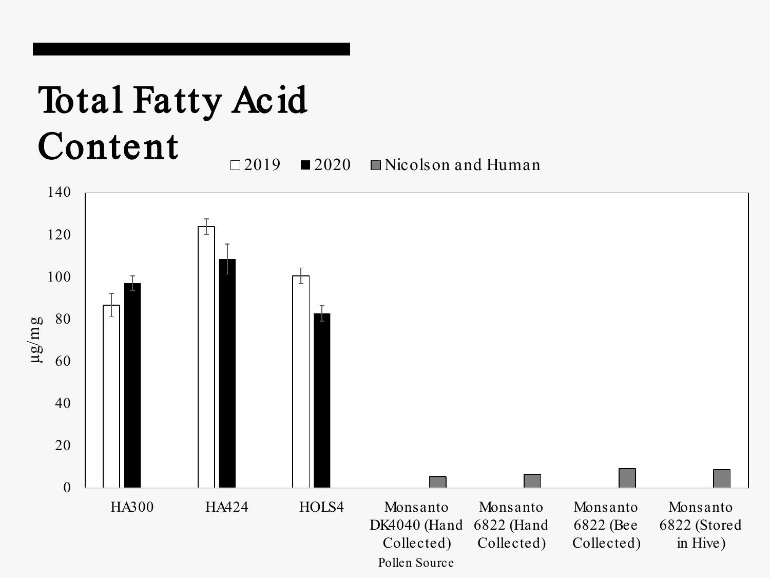# Total Fatty Acid Content

□ 2019 ■ 2020 ■ Nicolson and Human

μg/mg

140
120
100
80
60
40
20
0

HA300 | HA424 | HOLS4 | Monsanto DK4040 (Hand Collected) | Monsanto 6822 (Hand Collected) | Monsanto 6822 (Bee Collected) | Monsanto 6822 (Stored in Hive)

Pollen Source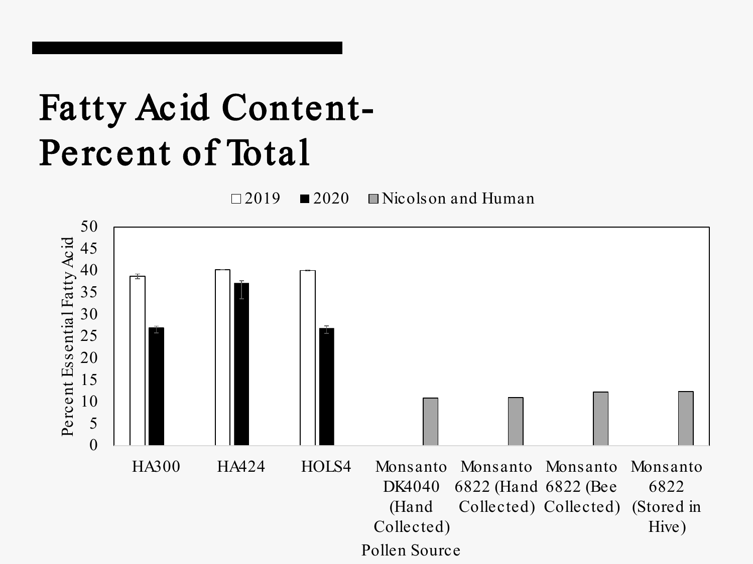# Fatty Acid Content- Percent of Total

□2019 ■2020 ■Nicolson and Human

Percent Essential Fatty Acid

Pollen Source

HA300 | HA424 | HOLS4 | Monsanto DK4040 (Hand Collected) | Monsanto 6822 (Hand Collected) | Monsanto 6822 (Bee Collected) | Monsanto 6822 (Stored in Hive)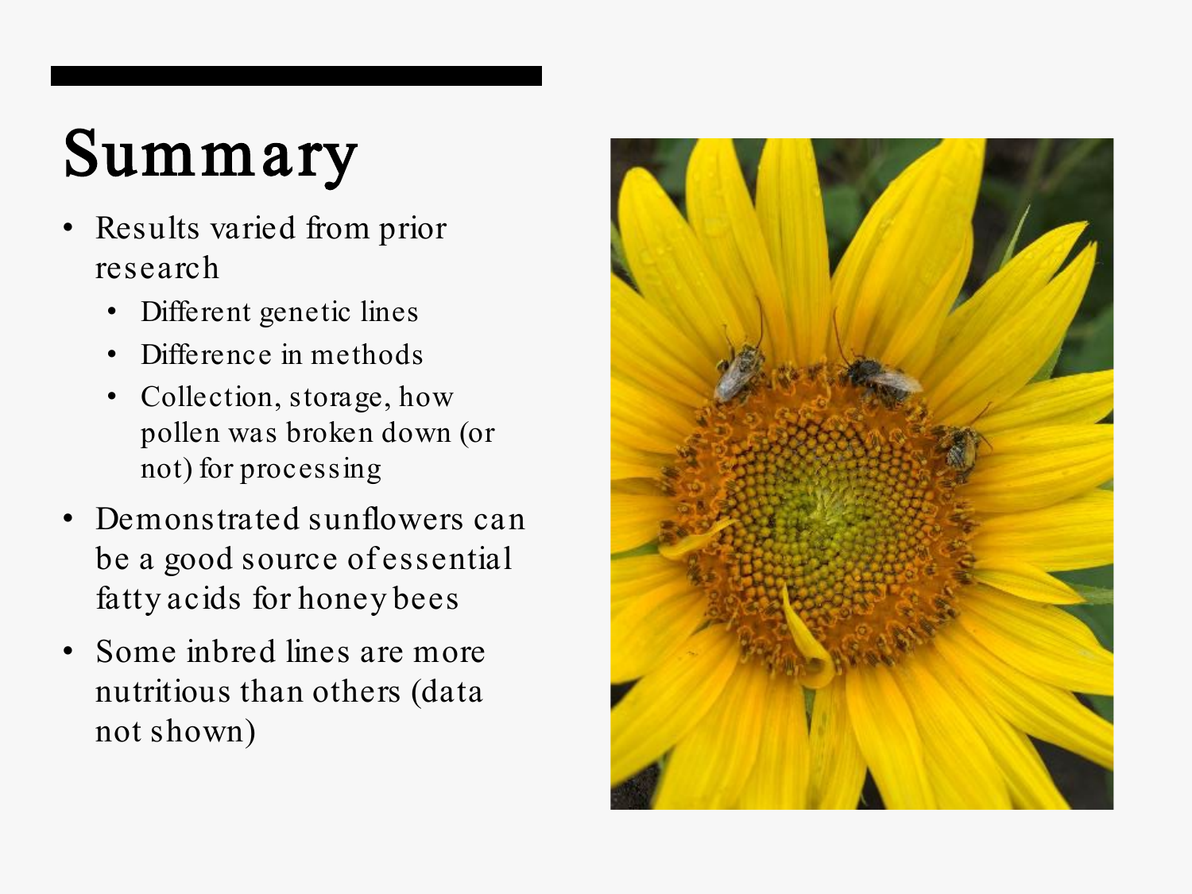# Summary

- Results varied from prior research
  - Different genetic lines
  - Difference in methods
  - Collection, storage, how pollen was broken down (or not) for processing
- Demonstrated sunflowers can be a good source of essential fatty acids for honey bees
- Some inbred lines are more nutritious than others (data not shown)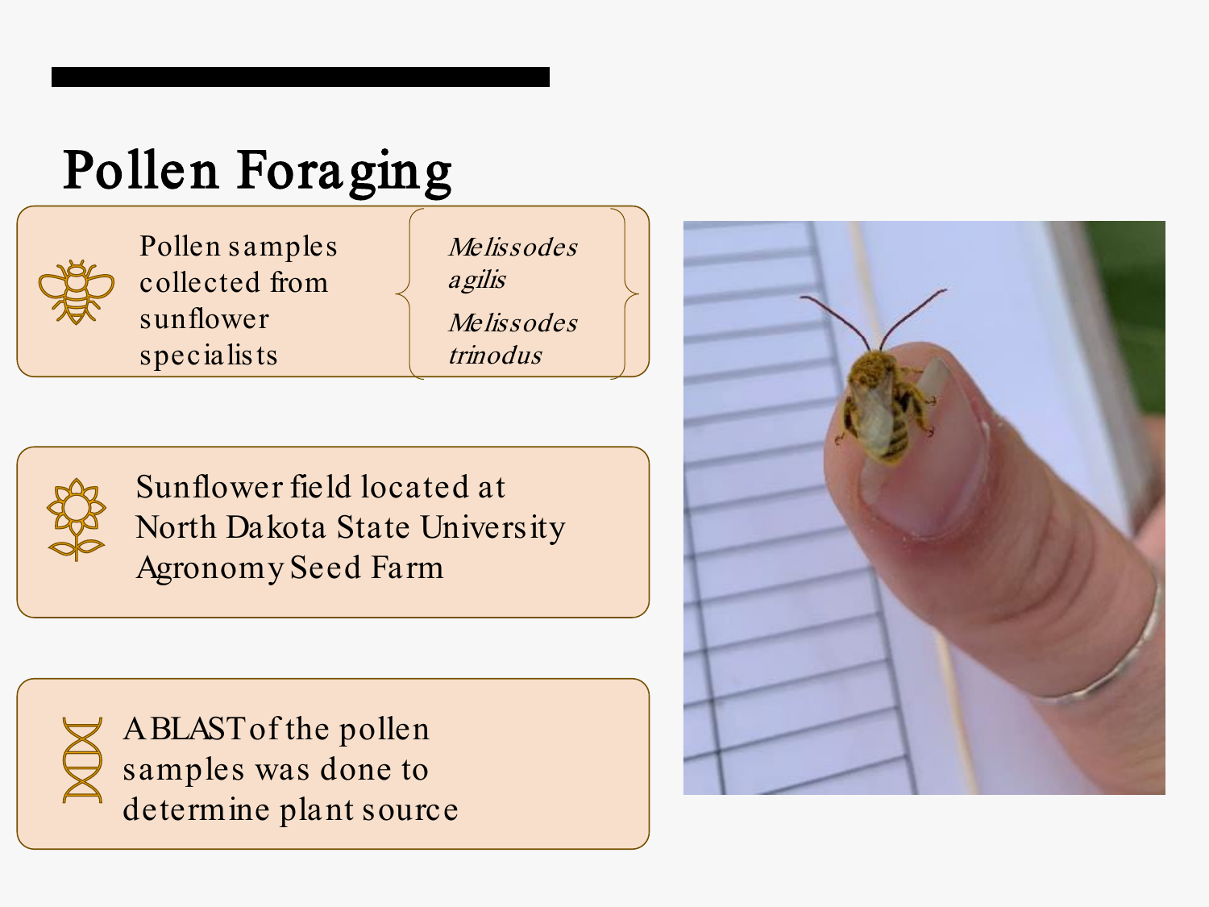# Pollen Foraging

- Pollen samples collected from sunflower specialists
  - *Melissodes agilis*
  - *Melissodes trinodus*
- Sunflower field located at North Dakota State University Agronomy Seed Farm
- A BLAST of the pollen samples was done to determine plant source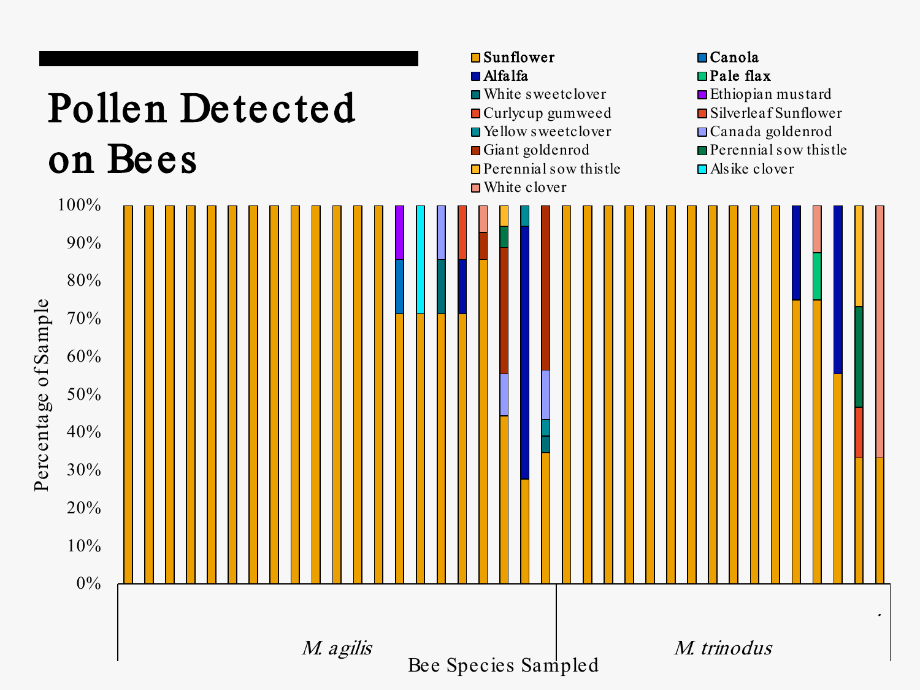# Pollen Detected on Bees

**Sunflower**
**Canola**
**Alfalfa**
**Pale flax**
White sweetclover
Ethiopian mustard
Curlycup gumweed
Silverleaf Sunflower
Yellow sweetclover
Canada goldenrod
Giant goldenrod
Perennial sow thistle
Perennial sow thistle
Alsike clover
White clover

Percentage of Sample

100%
90%
80%
70%
60%
50%
40%
30%
20%
10%
0%

*M. agilis*

*M. trinodus*

Bee Species Sampled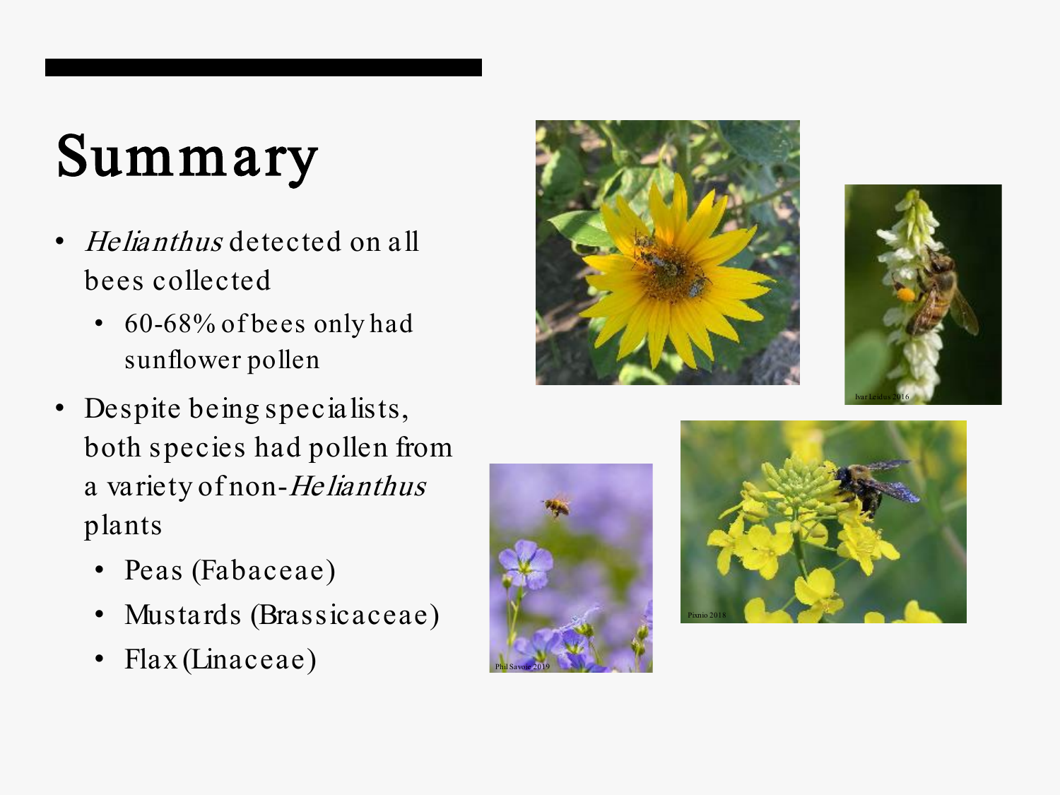# Summary

- *Helianthus* detected on all bees collected
  - 60-68% of bees only had sunflower pollen
- Despite being specialists, both species had pollen from a variety of non-*Helianthus* plants
  - Peas (Fabaceae)
  - Mustards (Brassicaceae)
  - Flax (Linaceae)

Ivar Leidus 2016

Pixnio 2018

Phil Savoie 2019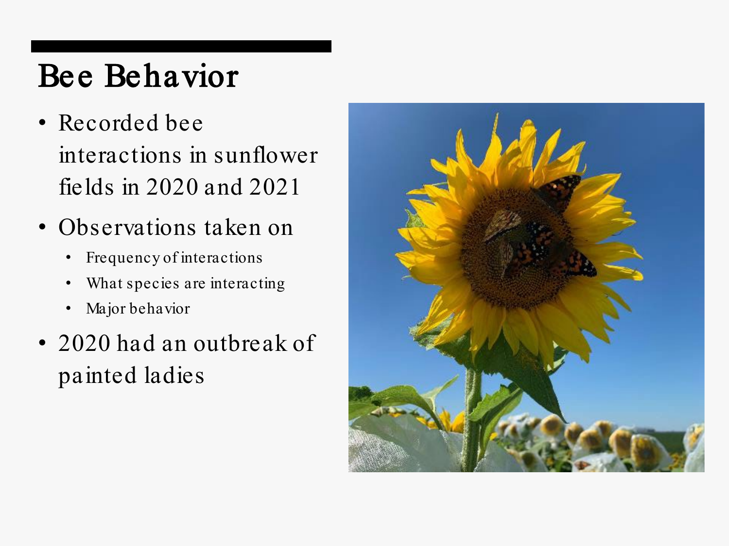# Bee Behavior

- Recorded bee interactions in sunflower fields in 2020 and 2021
- Observations taken on
  - Frequency of interactions
  - What species are interacting
  - Major behavior
- 2020 had an outbreak of painted ladies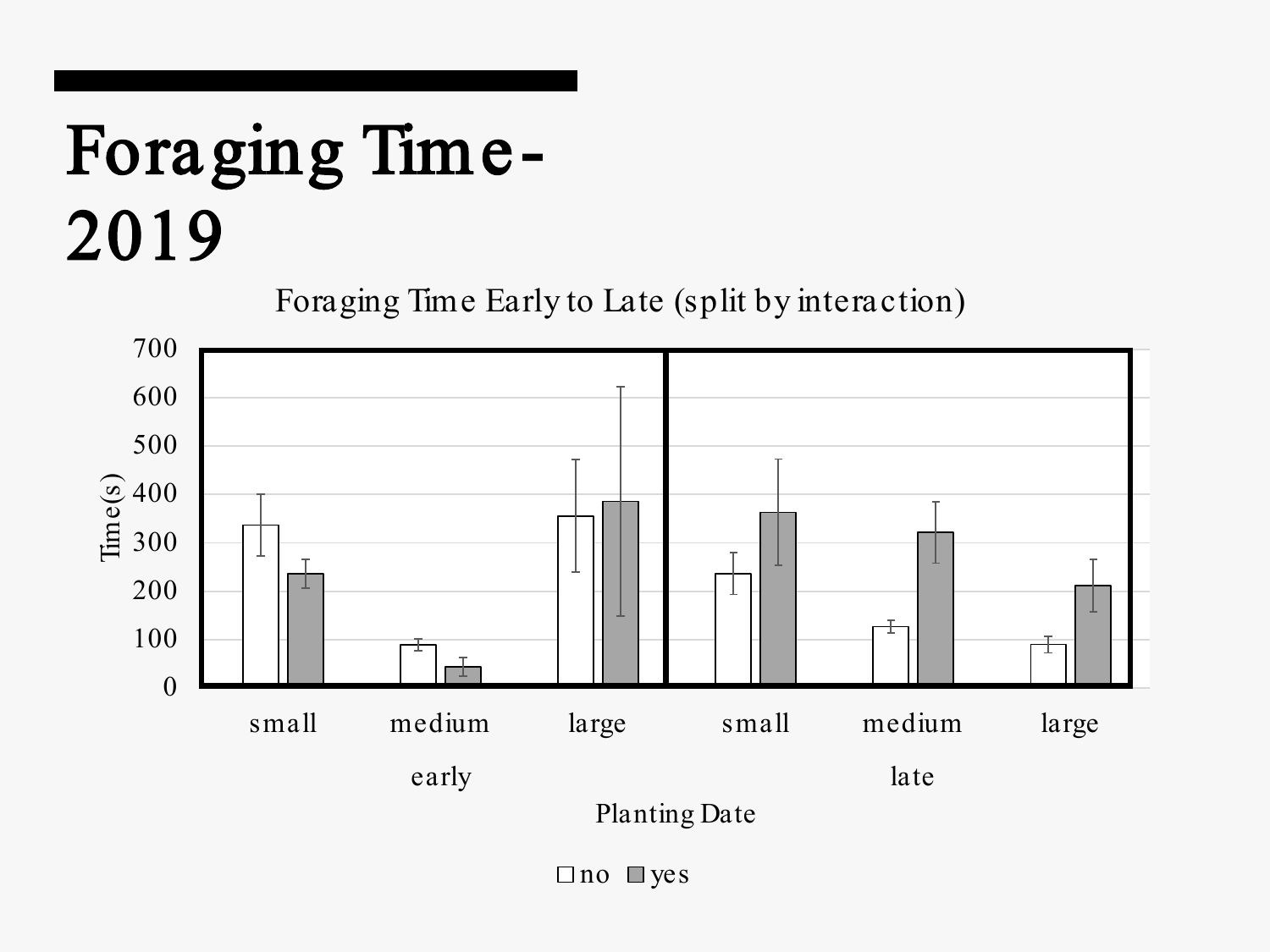# Foraging Time-2019

Foraging Time Early to Late (split by interaction)

Time(s)

700
600
500
400
300
200
100
0

small medium large small medium large

early late

Planting Date

□ no ■ yes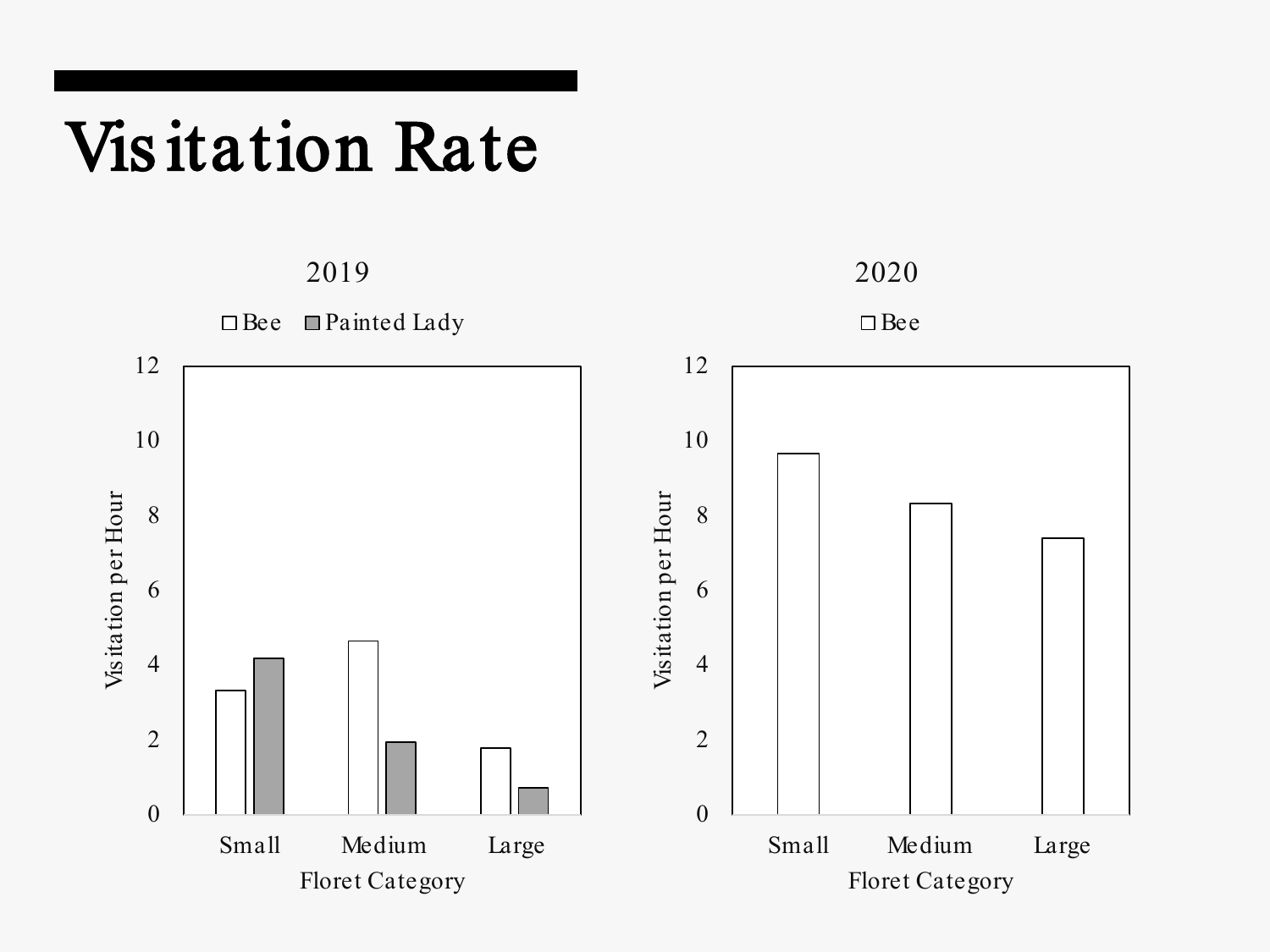# Visitation Rate

2019

□ Bee ■ Painted Lady

2020

□ Bee

Visitation per Hour

Floret Category

Small Medium Large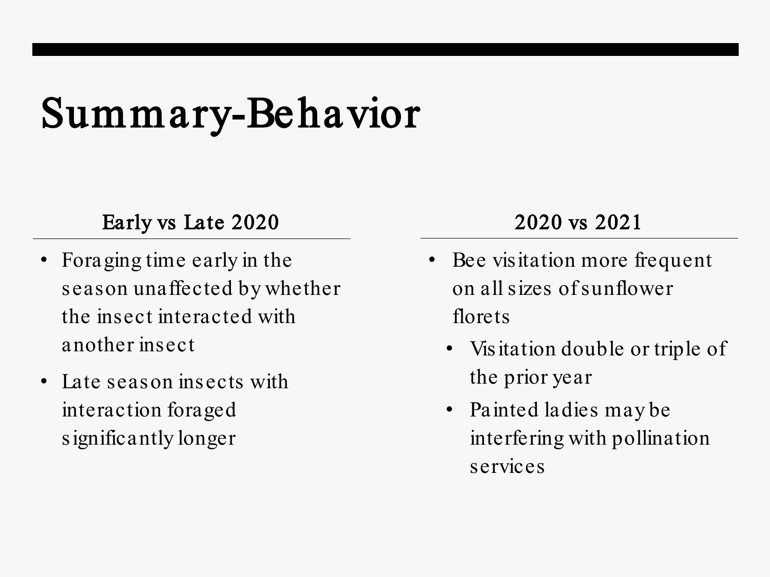# Summary-Behavior

## Early vs Late 2020

- Foraging time early in the season unaffected by whether the insect interacted with another insect
- Late season insects with interaction foraged significantly longer

## 2020 vs 2021

- Bee visitation more frequent on all sizes of sunflower florets
  - Visitation double or triple of the prior year
  - Painted ladies may be interfering with pollination services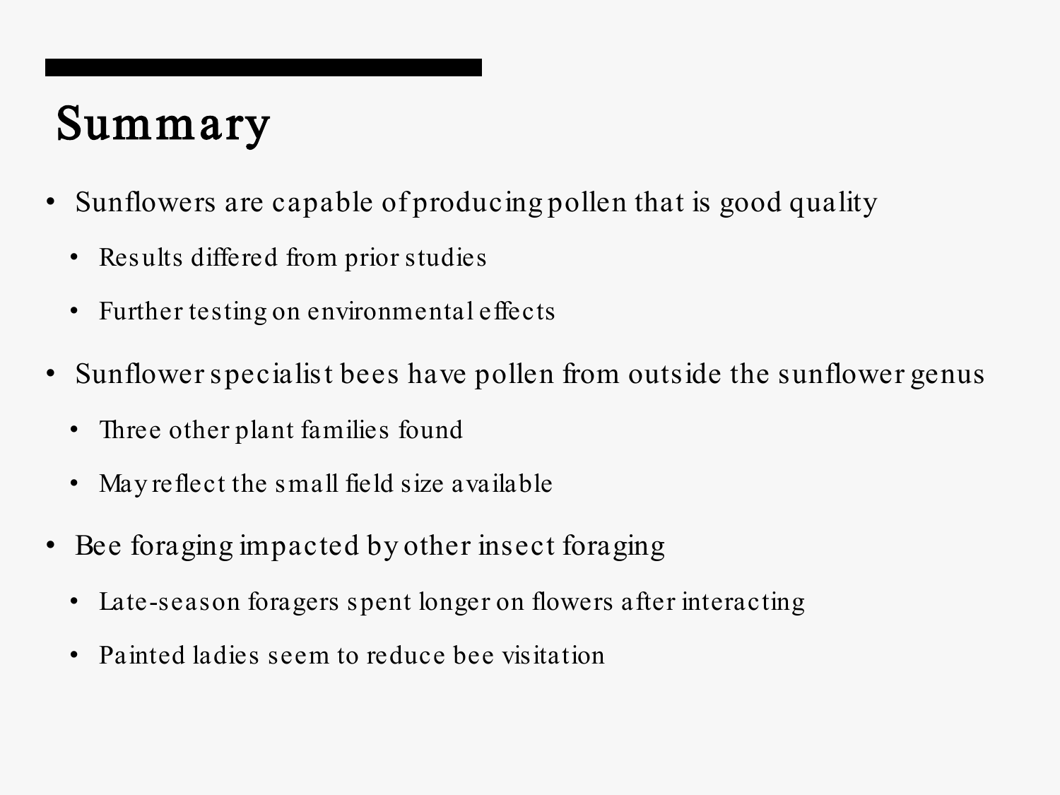# Summary

- Sunflowers are capable of producing pollen that is good quality
  - Results differed from prior studies
  - Further testing on environmental effects
- Sunflower specialist bees have pollen from outside the sunflower genus
  - Three other plant families found
  - May reflect the small field size available
- Bee foraging impacted by other insect foraging
  - Late-season foragers spent longer on flowers after interacting
  - Painted ladies seem to reduce bee visitation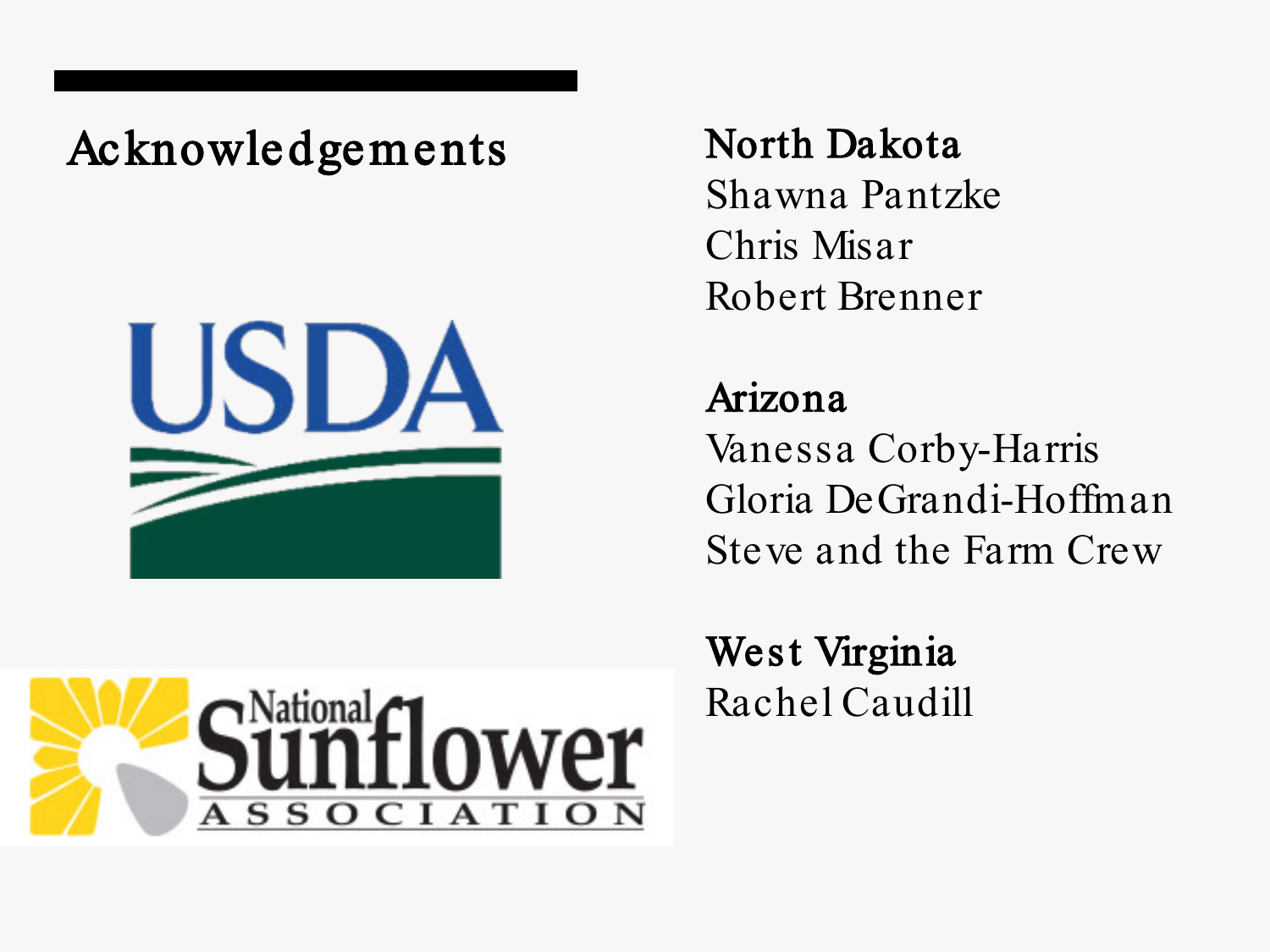# Acknowledgements

**North Dakota**
Shawna Pantzke
Chris Misar
Robert Brenner

**Arizona**
Vanessa Corby-Harris
Gloria DeGrandi-Hoffman
Steve and the Farm Crew

**West Virginia**
Rachel Caudill